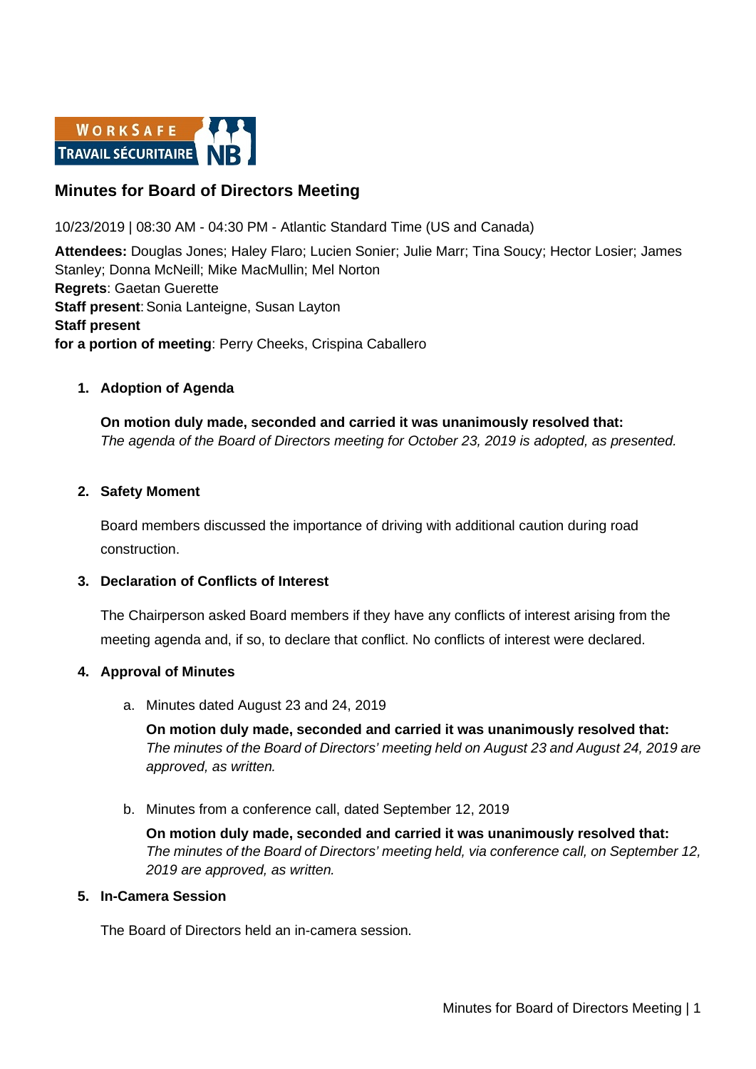WORKSAFE TRAVAIL SÉCURITAIRE NB

# Minutes for Board of Directors Meeting

10/23/2019 | 08:30 AM - 04:30 PM - Atlantic Standard Time (US and Canada)

**Attendees:** Douglas Jones; Haley Flaro; Lucien Sonier; Julie Marr; Tina Soucy; Hector Losier; James Stanley; Donna McNeill; Mike MacMullin; Mel Norton
**Regrets**: Gaetan Guerette
**Staff present**: Sonia Lanteigne, Susan Layton
**Staff present for a portion of meeting**: Perry Cheeks, Crispina Caballero

1. **Adoption of Agenda**

   **On motion duly made, seconded and carried it was unanimously resolved that:**
   *The agenda of the Board of Directors meeting for October 23, 2019 is adopted, as presented.*

2. **Safety Moment**

   Board members discussed the importance of driving with additional caution during road construction.

3. **Declaration of Conflicts of Interest**

   The Chairperson asked Board members if they have any conflicts of interest arising from the meeting agenda and, if so, to declare that conflict. No conflicts of interest were declared.

4. **Approval of Minutes**

   a. Minutes dated August 23 and 24, 2019

      **On motion duly made, seconded and carried it was unanimously resolved that:**
      *The minutes of the Board of Directors' meeting held on August 23 and August 24, 2019 are approved, as written.*

   b. Minutes from a conference call, dated September 12, 2019

      **On motion duly made, seconded and carried it was unanimously resolved that:**
      *The minutes of the Board of Directors' meeting held, via conference call, on September 12, 2019 are approved, as written.*

5. **In-Camera Session**

   The Board of Directors held an in-camera session.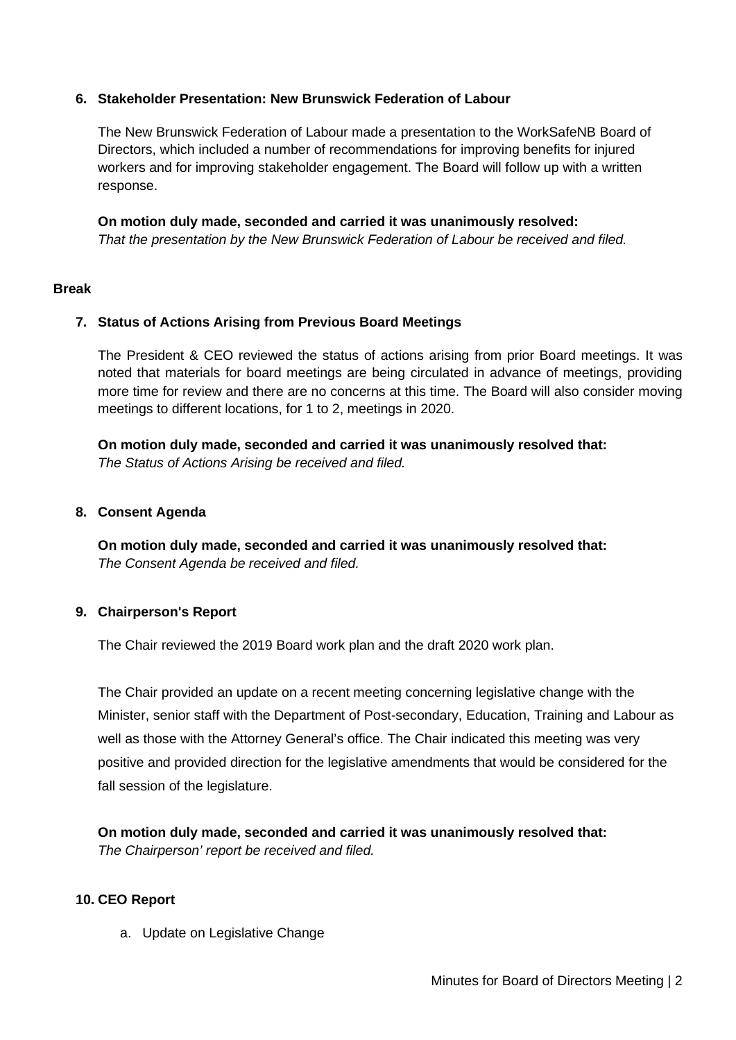### 6. Stakeholder Presentation: New Brunswick Federation of Labour

The New Brunswick Federation of Labour made a presentation to the WorkSafeNB Board of Directors, which included a number of recommendations for improving benefits for injured workers and for improving stakeholder engagement. The Board will follow up with a written response.

**On motion duly made, seconded and carried it was unanimously resolved:**
*That the presentation by the New Brunswick Federation of Labour be received and filed.*

**Break**

### 7. Status of Actions Arising from Previous Board Meetings

The President & CEO reviewed the status of actions arising from prior Board meetings. It was noted that materials for board meetings are being circulated in advance of meetings, providing more time for review and there are no concerns at this time. The Board will also consider moving meetings to different locations, for 1 to 2, meetings in 2020.

**On motion duly made, seconded and carried it was unanimously resolved that:**
*The Status of Actions Arising be received and filed.*

### 8. Consent Agenda

**On motion duly made, seconded and carried it was unanimously resolved that:**
*The Consent Agenda be received and filed.*

### 9. Chairperson's Report

The Chair reviewed the 2019 Board work plan and the draft 2020 work plan.

The Chair provided an update on a recent meeting concerning legislative change with the Minister, senior staff with the Department of Post-secondary, Education, Training and Labour as well as those with the Attorney General's office. The Chair indicated this meeting was very positive and provided direction for the legislative amendments that would be considered for the fall session of the legislature.

**On motion duly made, seconded and carried it was unanimously resolved that:**
*The Chairperson' report be received and filed.*

### 10. CEO Report

a. Update on Legislative Change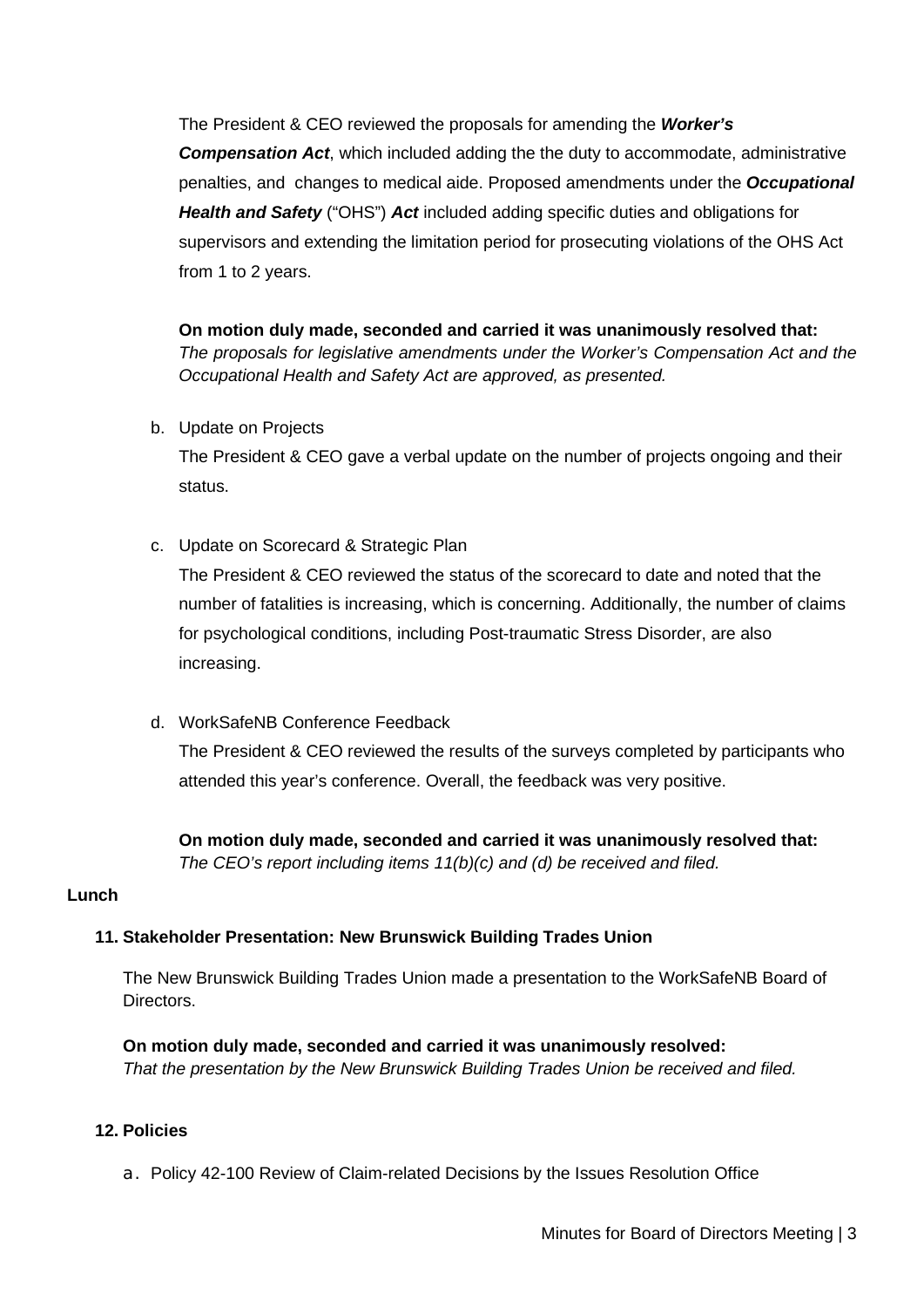The President & CEO reviewed the proposals for amending the ***Worker's Compensation Act***, which included adding the the duty to accommodate, administrative penalties, and changes to medical aide. Proposed amendments under the ***Occupational Health and Safety*** ("OHS") ***Act*** included adding specific duties and obligations for supervisors and extending the limitation period for prosecuting violations of the OHS Act from 1 to 2 years.

**On motion duly made, seconded and carried it was unanimously resolved that:**
*The proposals for legislative amendments under the Worker's Compensation Act and the Occupational Health and Safety Act are approved, as presented.*

b. Update on Projects

The President & CEO gave a verbal update on the number of projects ongoing and their status.

c. Update on Scorecard & Strategic Plan

The President & CEO reviewed the status of the scorecard to date and noted that the number of fatalities is increasing, which is concerning. Additionally, the number of claims for psychological conditions, including Post-traumatic Stress Disorder, are also increasing.

d. WorkSafeNB Conference Feedback

The President & CEO reviewed the results of the surveys completed by participants who attended this year's conference. Overall, the feedback was very positive.

**On motion duly made, seconded and carried it was unanimously resolved that:**
*The CEO's report including items 11(b)(c) and (d) be received and filed.*

**Lunch**

## 11. Stakeholder Presentation: New Brunswick Building Trades Union

The New Brunswick Building Trades Union made a presentation to the WorkSafeNB Board of Directors.

**On motion duly made, seconded and carried it was unanimously resolved:**
*That the presentation by the New Brunswick Building Trades Union be received and filed.*

## 12. Policies

a. Policy 42-100 Review of Claim-related Decisions by the Issues Resolution Office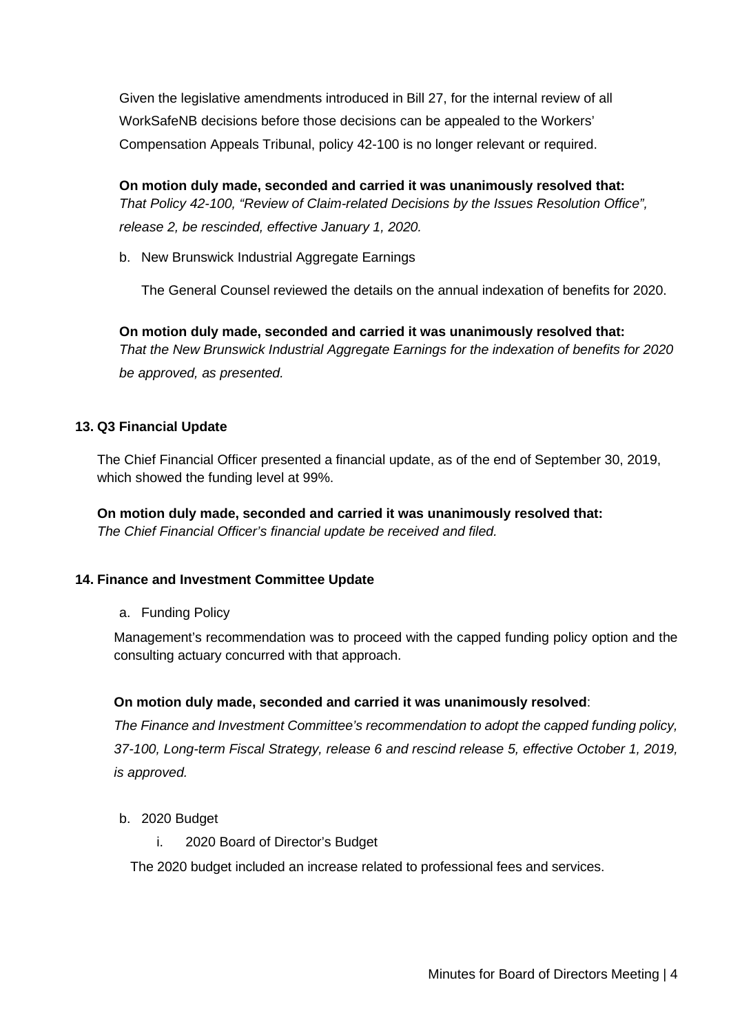Given the legislative amendments introduced in Bill 27, for the internal review of all WorkSafeNB decisions before those decisions can be appealed to the Workers' Compensation Appeals Tribunal, policy 42-100 is no longer relevant or required.

**On motion duly made, seconded and carried it was unanimously resolved that:**
*That Policy 42-100, "Review of Claim-related Decisions by the Issues Resolution Office", release 2, be rescinded, effective January 1, 2020.*

b. New Brunswick Industrial Aggregate Earnings

The General Counsel reviewed the details on the annual indexation of benefits for 2020.

**On motion duly made, seconded and carried it was unanimously resolved that:**
*That the New Brunswick Industrial Aggregate Earnings for the indexation of benefits for 2020 be approved, as presented.*

### 13. Q3 Financial Update

The Chief Financial Officer presented a financial update, as of the end of September 30, 2019, which showed the funding level at 99%.

**On motion duly made, seconded and carried it was unanimously resolved that:**
*The Chief Financial Officer's financial update be received and filed.*

### 14. Finance and Investment Committee Update

a. Funding Policy

Management's recommendation was to proceed with the capped funding policy option and the consulting actuary concurred with that approach.

**On motion duly made, seconded and carried it was unanimously resolved**:
*The Finance and Investment Committee's recommendation to adopt the capped funding policy, 37-100, Long-term Fiscal Strategy, release 6 and rescind release 5, effective October 1, 2019, is approved.*

b. 2020 Budget

i. 2020 Board of Director's Budget

The 2020 budget included an increase related to professional fees and services.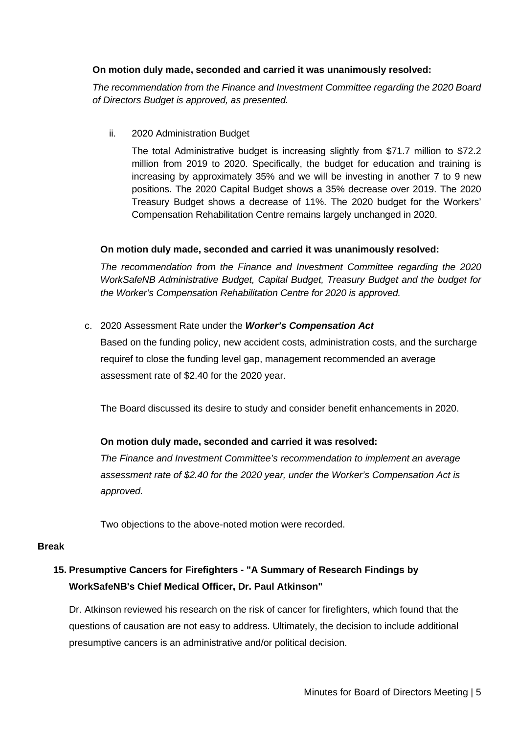**On motion duly made, seconded and carried it was unanimously resolved:**

*The recommendation from the Finance and Investment Committee regarding the 2020 Board of Directors Budget is approved, as presented.*

ii. 2020 Administration Budget

The total Administrative budget is increasing slightly from $71.7 million to $72.2 million from 2019 to 2020. Specifically, the budget for education and training is increasing by approximately 35% and we will be investing in another 7 to 9 new positions. The 2020 Capital Budget shows a 35% decrease over 2019. The 2020 Treasury Budget shows a decrease of 11%. The 2020 budget for the Workers' Compensation Rehabilitation Centre remains largely unchanged in 2020.

**On motion duly made, seconded and carried it was unanimously resolved:**

*The recommendation from the Finance and Investment Committee regarding the 2020 WorkSafeNB Administrative Budget, Capital Budget, Treasury Budget and the budget for the Worker's Compensation Rehabilitation Centre for 2020 is approved.*

c. 2020 Assessment Rate under the ***Worker's Compensation Act***

Based on the funding policy, new accident costs, administration costs, and the surcharge requiref to close the funding level gap, management recommended an average assessment rate of $2.40 for the 2020 year.

The Board discussed its desire to study and consider benefit enhancements in 2020.

**On motion duly made, seconded and carried it was resolved:**

*The Finance and Investment Committee's recommendation to implement an average assessment rate of $2.40 for the 2020 year, under the Worker's Compensation Act is approved.*

Two objections to the above-noted motion were recorded.

**Break**

## 15. Presumptive Cancers for Firefighters - "A Summary of Research Findings by WorkSafeNB's Chief Medical Officer, Dr. Paul Atkinson"

Dr. Atkinson reviewed his research on the risk of cancer for firefighters, which found that the questions of causation are not easy to address. Ultimately, the decision to include additional presumptive cancers is an administrative and/or political decision.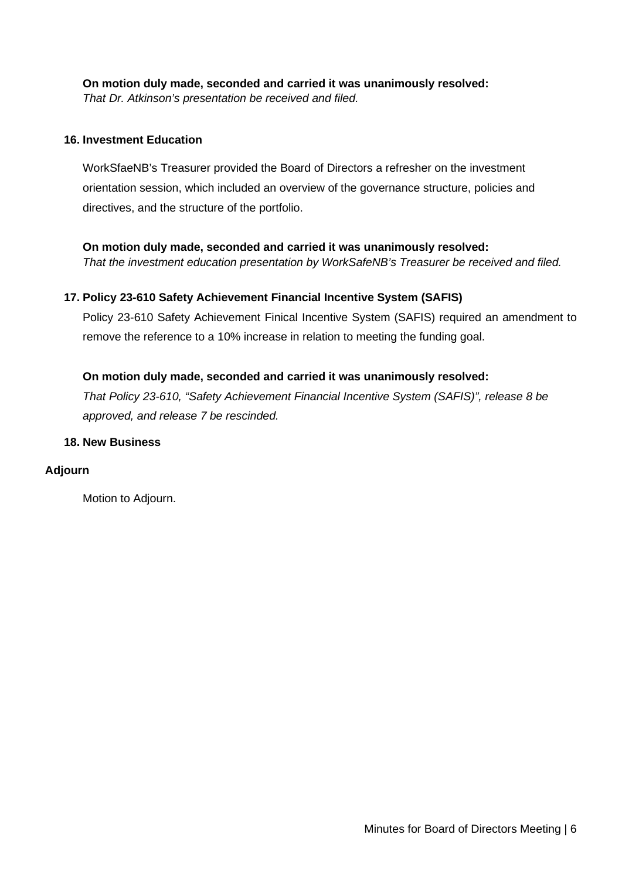**On motion duly made, seconded and carried it was unanimously resolved:**
*That Dr. Atkinson's presentation be received and filed.*

## 16. Investment Education

WorkSfaeNB's Treasurer provided the Board of Directors a refresher on the investment orientation session, which included an overview of the governance structure, policies and directives, and the structure of the portfolio.

**On motion duly made, seconded and carried it was unanimously resolved:**
*That the investment education presentation by WorkSafeNB's Treasurer be received and filed.*

## 17. Policy 23-610 Safety Achievement Financial Incentive System (SAFIS)

Policy 23-610 Safety Achievement Finical Incentive System (SAFIS) required an amendment to remove the reference to a 10% increase in relation to meeting the funding goal.

**On motion duly made, seconded and carried it was unanimously resolved:**
*That Policy 23-610, "Safety Achievement Financial Incentive System (SAFIS)", release 8 be approved, and release 7 be rescinded.*

## 18. New Business

## Adjourn

Motion to Adjourn.